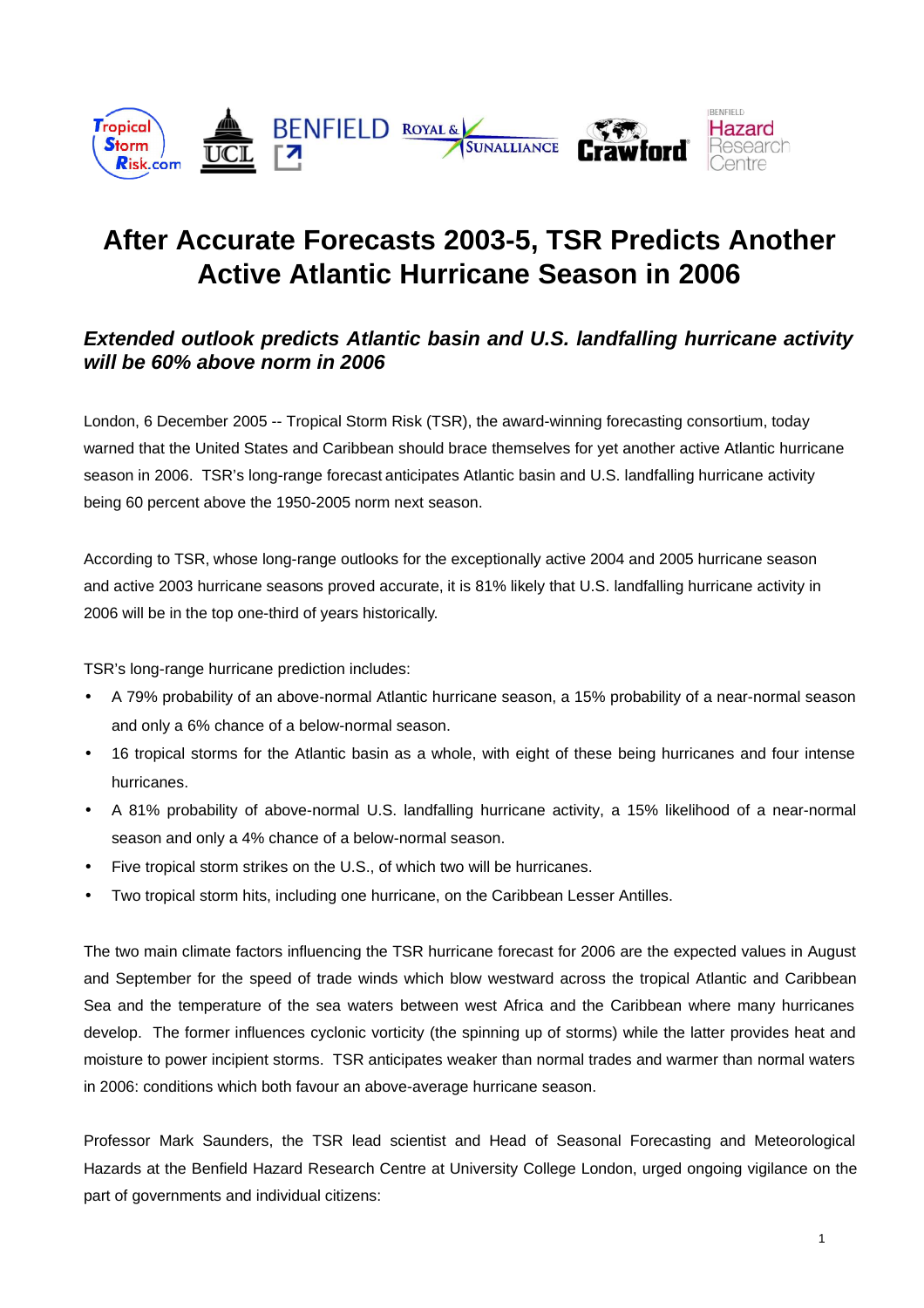# After Accurate Forecasts 2003-5, TSR Predicts Another Active Atlantic Hurricane Season in 2006

## *Extended outlook predicts Atlantic basin and U.S. landfalling hurricane activity will be 60% above norm in 2006*

London, 6 December 2005 -- Tropical Storm Risk (TSR), the award-winning forecasting consortium, today warned that the United States and Caribbean should brace themselves for yet another active Atlantic hurricane season in 2006. TSR's long-range forecast anticipates Atlantic basin and U.S. landfalling hurricane activity being 60 percent above the 1950-2005 norm next season.

According to TSR, whose long-range outlooks for the exceptionally active 2004 and 2005 hurricane season and active 2003 hurricane seasons proved accurate, it is 81% likely that U.S. landfalling hurricane activity in 2006 will be in the top one-third of years historically.

TSR's long-range hurricane prediction includes:

- A 79% probability of an above-normal Atlantic hurricane season, a 15% probability of a near-normal season and only a 6% chance of a below-normal season.
- 16 tropical storms for the Atlantic basin as a whole, with eight of these being hurricanes and four intense hurricanes.
- A 81% probability of above-normal U.S. landfalling hurricane activity, a 15% likelihood of a near-normal season and only a 4% chance of a below-normal season.
- Five tropical storm strikes on the U.S., of which two will be hurricanes.
- Two tropical storm hits, including one hurricane, on the Caribbean Lesser Antilles.

The two main climate factors influencing the TSR hurricane forecast for 2006 are the expected values in August and September for the speed of trade winds which blow westward across the tropical Atlantic and Caribbean Sea and the temperature of the sea waters between west Africa and the Caribbean where many hurricanes develop. The former influences cyclonic vorticity (the spinning up of storms) while the latter provides heat and moisture to power incipient storms. TSR anticipates weaker than normal trades and warmer than normal waters in 2006: conditions which both favour an above-average hurricane season.

Professor Mark Saunders, the TSR lead scientist and Head of Seasonal Forecasting and Meteorological Hazards at the Benfield Hazard Research Centre at University College London, urged ongoing vigilance on the part of governments and individual citizens: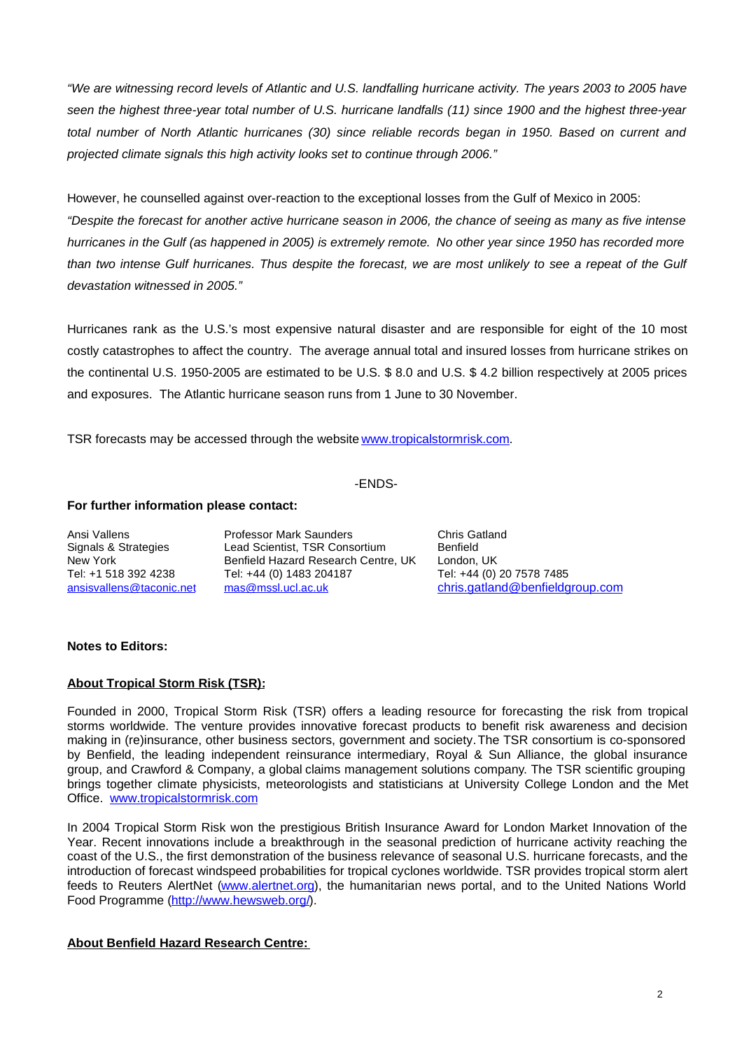*"We are witnessing record levels of Atlantic and U.S. landfalling hurricane activity. The years 2003 to 2005 have seen the highest three-year total number of U.S. hurricane landfalls (11) since 1900 and the highest three-year total number of North Atlantic hurricanes (30) since reliable records began in 1950. Based on current and projected climate signals this high activity looks set to continue through 2006."*

However, he counselled against over-reaction to the exceptional losses from the Gulf of Mexico in 2005:

*"Despite the forecast for another active hurricane season in 2006, the chance of seeing as many as five intense hurricanes in the Gulf (as happened in 2005) is extremely remote. No other year since 1950 has recorded more than two intense Gulf hurricanes. Thus despite the forecast, we are most unlikely to see a repeat of the Gulf devastation witnessed in 2005."*

Hurricanes rank as the U.S.'s most expensive natural disaster and are responsible for eight of the 10 most costly catastrophes to affect the country. The average annual total and insured losses from hurricane strikes on the continental U.S. 1950-2005 are estimated to be U.S. $ 8.0 and U.S. $ 4.2 billion respectively at 2005 prices and exposures. The Atlantic hurricane season runs from 1 June to 30 November.

TSR forecasts may be accessed through the website www.tropicalstormrisk.com.

-ENDS-

**For further information please contact:**

Ansi Vallens
Signals & Strategies
New York
Tel: +1 518 392 4238
ansisvallens@taconic.net

Professor Mark Saunders
Lead Scientist, TSR Consortium
Benfield Hazard Research Centre, UK
Tel: +44 (0) 1483 204187
mas@mssl.ucl.ac.uk

Chris Gatland
Benfield
London, UK
Tel: +44 (0) 20 7578 7485
chris.gatland@benfieldgroup.com

**Notes to Editors:**

**About Tropical Storm Risk (TSR):**

Founded in 2000, Tropical Storm Risk (TSR) offers a leading resource for forecasting the risk from tropical storms worldwide. The venture provides innovative forecast products to benefit risk awareness and decision making in (re)insurance, other business sectors, government and society. The TSR consortium is co-sponsored by Benfield, the leading independent reinsurance intermediary, Royal & Sun Alliance, the global insurance group, and Crawford & Company, a global claims management solutions company. The TSR scientific grouping brings together climate physicists, meteorologists and statisticians at University College London and the Met Office. www.tropicalstormrisk.com

In 2004 Tropical Storm Risk won the prestigious British Insurance Award for London Market Innovation of the Year. Recent innovations include a breakthrough in the seasonal prediction of hurricane activity reaching the coast of the U.S., the first demonstration of the business relevance of seasonal U.S. hurricane forecasts, and the introduction of forecast windspeed probabilities for tropical cyclones worldwide. TSR provides tropical storm alert feeds to Reuters AlertNet (www.alertnet.org), the humanitarian news portal, and to the United Nations World Food Programme (http://www.hewsweb.org/).

**About Benfield Hazard Research Centre:**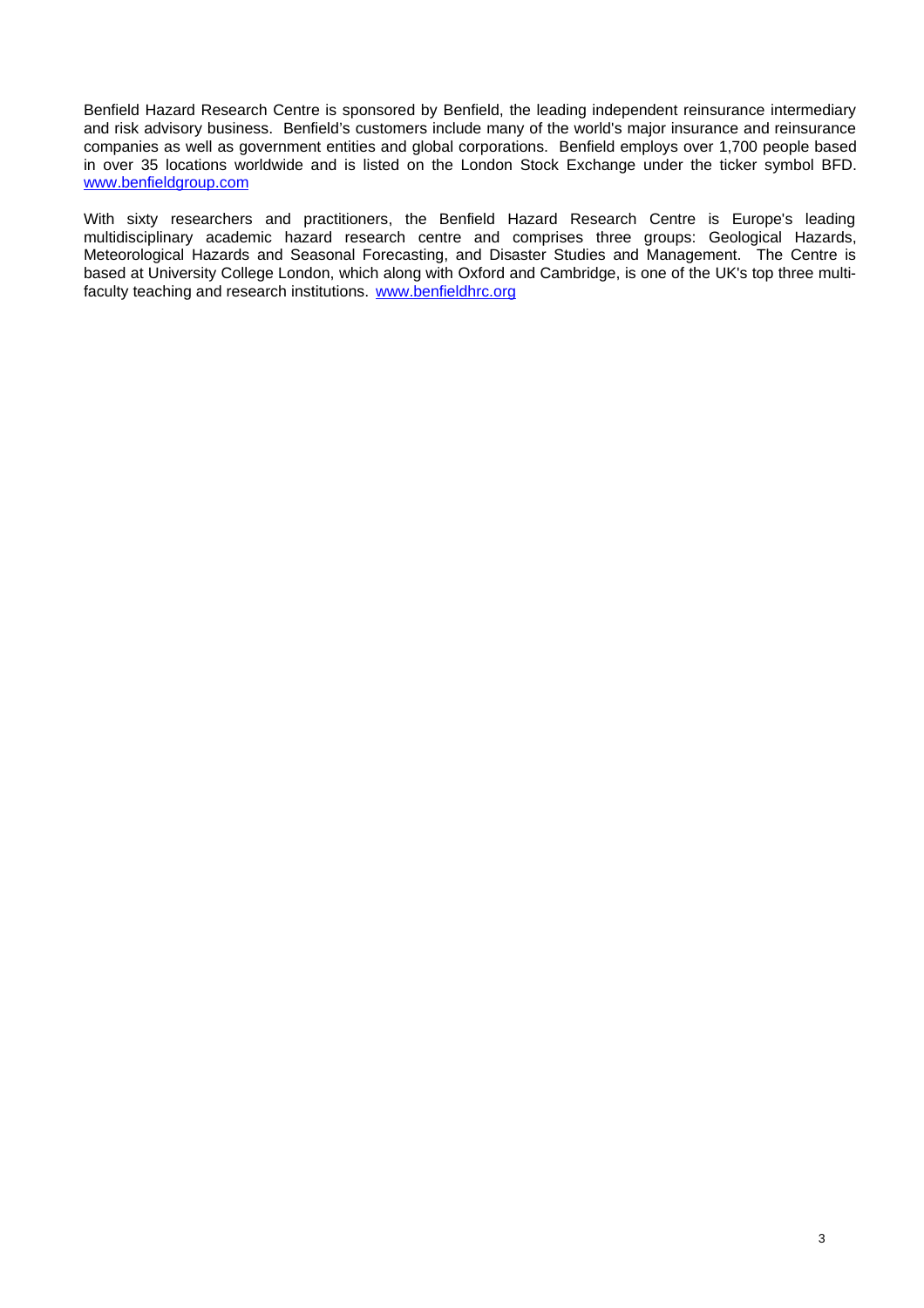Benfield Hazard Research Centre is sponsored by Benfield, the leading independent reinsurance intermediary and risk advisory business. Benfield's customers include many of the world's major insurance and reinsurance companies as well as government entities and global corporations. Benfield employs over 1,700 people based in over 35 locations worldwide and is listed on the London Stock Exchange under the ticker symbol BFD. www.benfieldgroup.com

With sixty researchers and practitioners, the Benfield Hazard Research Centre is Europe's leading multidisciplinary academic hazard research centre and comprises three groups: Geological Hazards, Meteorological Hazards and Seasonal Forecasting, and Disaster Studies and Management. The Centre is based at University College London, which along with Oxford and Cambridge, is one of the UK's top three multi-faculty teaching and research institutions. www.benfieldhrc.org